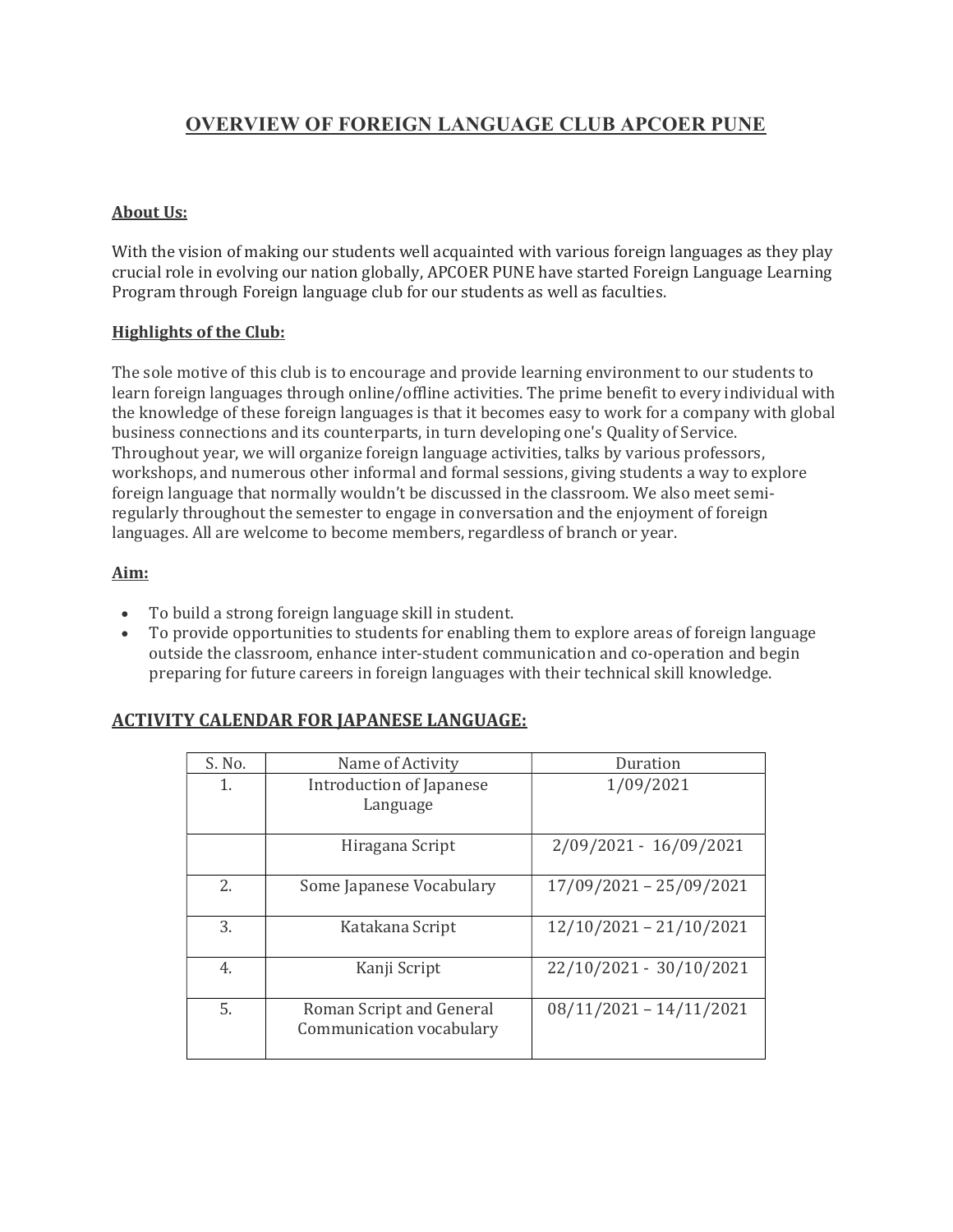# OVERVIEW OF FOREIGN LANGUAGE CLUB APCOER PUNE

## About Us:

With the vision of making our students well acquainted with various foreign languages as they play crucial role in evolving our nation globally, APCOER PUNE have started Foreign Language Learning Program through Foreign language club for our students as well as faculties.

## Highlights of the Club:

The sole motive of this club is to encourage and provide learning environment to our students to learn foreign languages through online/offline activities. The prime benefit to every individual with the knowledge of these foreign languages is that it becomes easy to work for a company with global business connections and its counterparts, in turn developing one's Quality of Service. Throughout year, we will organize foreign language activities, talks by various professors, workshops, and numerous other informal and formal sessions, giving students a way to explore foreign language that normally wouldn't be discussed in the classroom. We also meet semi-regularly throughout the semester to engage in conversation and the enjoyment of foreign languages. All are welcome to become members, regardless of branch or year.

## Aim:

- To build a strong foreign language skill in student.
- To provide opportunities to students for enabling them to explore areas of foreign language outside the classroom, enhance inter-student communication and co-operation and begin preparing for future careers in foreign languages with their technical skill knowledge.

## ACTIVITY CALENDAR FOR JAPANESE LANGUAGE:

| S. No. | Name of Activity | Duration |
|---|---|---|
| 1. | Introduction of Japanese Language | 1/09/2021 |
| | Hiragana Script | 2/09/2021 - 16/09/2021 |
| 2. | Some Japanese Vocabulary | 17/09/2021 – 25/09/2021 |
| 3. | Katakana Script | 12/10/2021 – 21/10/2021 |
| 4. | Kanji Script | 22/10/2021 - 30/10/2021 |
| 5. | Roman Script and General Communication vocabulary | 08/11/2021 – 14/11/2021 |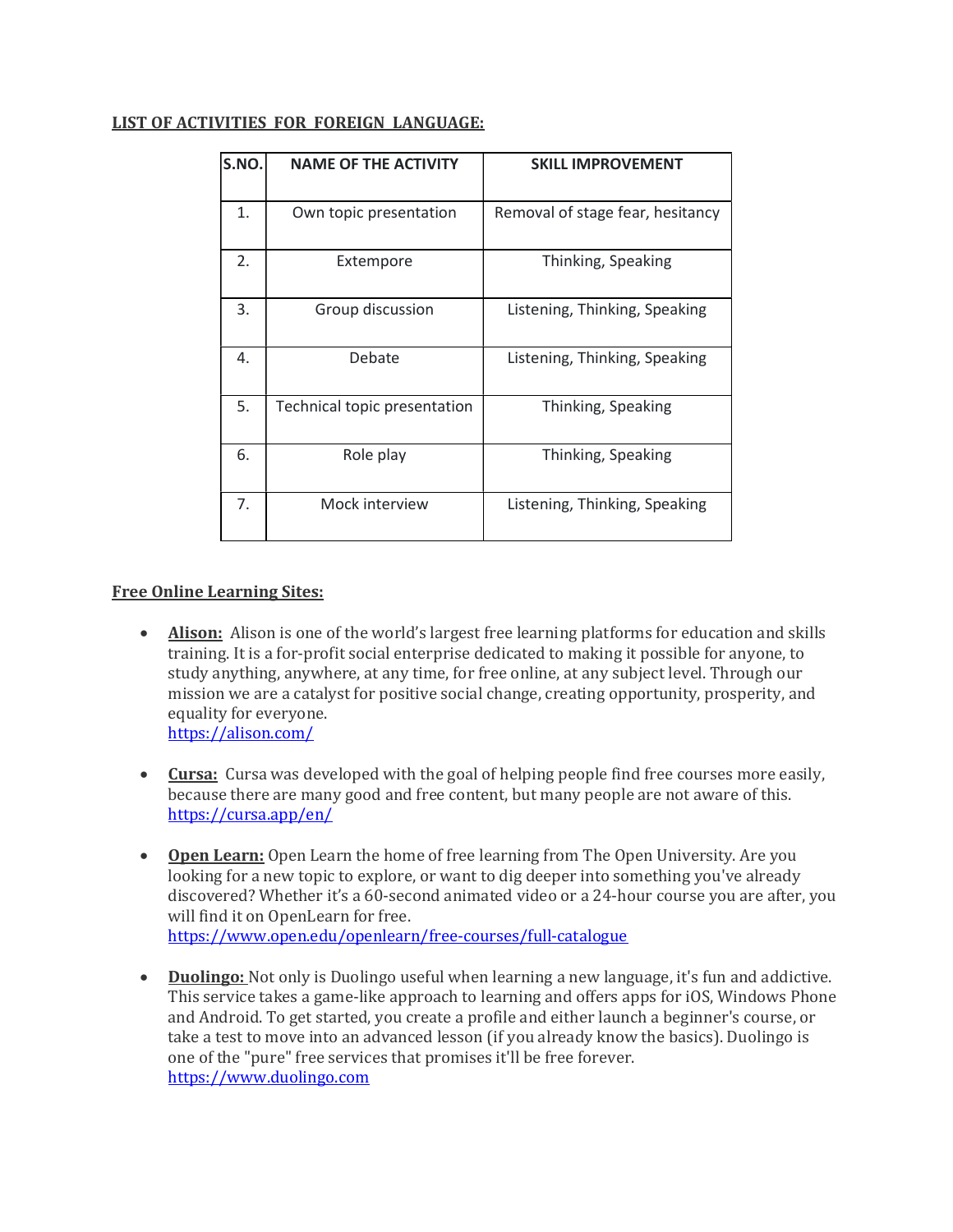**LIST OF ACTIVITIES FOR FOREIGN LANGUAGE:**

| S.NO. | NAME OF THE ACTIVITY | SKILL IMPROVEMENT |
|---|---|---|
| 1. | Own topic presentation | Removal of stage fear, hesitancy |
| 2. | Extempore | Thinking, Speaking |
| 3. | Group discussion | Listening, Thinking, Speaking |
| 4. | Debate | Listening, Thinking, Speaking |
| 5. | Technical topic presentation | Thinking, Speaking |
| 6. | Role play | Thinking, Speaking |
| 7. | Mock interview | Listening, Thinking, Speaking |

**Free Online Learning Sites:**

- **Alison:** Alison is one of the world's largest free learning platforms for education and skills training. It is a for-profit social enterprise dedicated to making it possible for anyone, to study anything, anywhere, at any time, for free online, at any subject level. Through our mission we are a catalyst for positive social change, creating opportunity, prosperity, and equality for everyone.
  https://alison.com/

- **Cursa:** Cursa was developed with the goal of helping people find free courses more easily, because there are many good and free content, but many people are not aware of this.
  https://cursa.app/en/

- **Open Learn:** Open Learn the home of free learning from The Open University. Are you looking for a new topic to explore, or want to dig deeper into something you've already discovered? Whether it's a 60-second animated video or a 24-hour course you are after, you will find it on OpenLearn for free.
  https://www.open.edu/openlearn/free-courses/full-catalogue

- **Duolingo:** Not only is Duolingo useful when learning a new language, it's fun and addictive. This service takes a game-like approach to learning and offers apps for iOS, Windows Phone and Android. To get started, you create a profile and either launch a beginner's course, or take a test to move into an advanced lesson (if you already know the basics). Duolingo is one of the "pure" free services that promises it'll be free forever.
  https://www.duolingo.com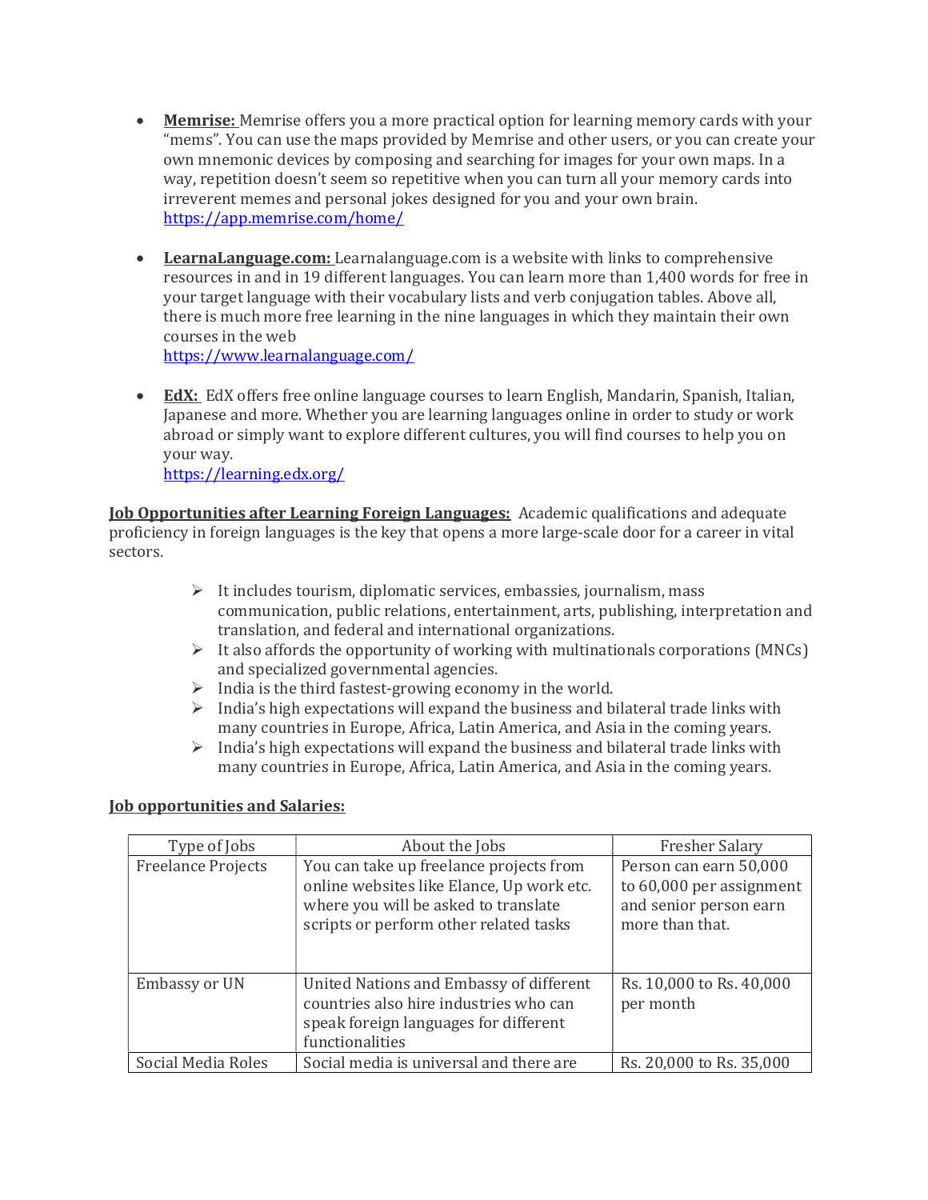- **Memrise:** Memrise offers you a more practical option for learning memory cards with your "mems". You can use the maps provided by Memrise and other users, or you can create your own mnemonic devices by composing and searching for images for your own maps. In a way, repetition doesn't seem so repetitive when you can turn all your memory cards into irreverent memes and personal jokes designed for you and your own brain. https://app.memrise.com/home/

- **LearnaLanguage.com:** Learnalanguage.com is a website with links to comprehensive resources in and in 19 different languages. You can learn more than 1,400 words for free in your target language with their vocabulary lists and verb conjugation tables. Above all, there is much more free learning in the nine languages in which they maintain their own courses in the web https://www.learnalanguage.com/

- **EdX:** EdX offers free online language courses to learn English, Mandarin, Spanish, Italian, Japanese and more. Whether you are learning languages online in order to study or work abroad or simply want to explore different cultures, you will find courses to help you on your way. https://learning.edx.org/

**Job Opportunities after Learning Foreign Languages:** Academic qualifications and adequate proficiency in foreign languages is the key that opens a more large-scale door for a career in vital sectors.

- It includes tourism, diplomatic services, embassies, journalism, mass communication, public relations, entertainment, arts, publishing, interpretation and translation, and federal and international organizations.
- It also affords the opportunity of working with multinationals corporations (MNCs) and specialized governmental agencies.
- India is the third fastest-growing economy in the world.
- India's high expectations will expand the business and bilateral trade links with many countries in Europe, Africa, Latin America, and Asia in the coming years.
- India's high expectations will expand the business and bilateral trade links with many countries in Europe, Africa, Latin America, and Asia in the coming years.

**Job opportunities and Salaries:**

| Type of Jobs | About the Jobs | Fresher Salary |
|---|---|---|
| Freelance Projects | You can take up freelance projects from online websites like Elance, Up work etc. where you will be asked to translate scripts or perform other related tasks | Person can earn 50,000 to 60,000 per assignment and senior person earn more than that. |
| Embassy or UN | United Nations and Embassy of different countries also hire industries who can speak foreign languages for different functionalities | Rs. 10,000 to Rs. 40,000 per month |
| Social Media Roles | Social media is universal and there are | Rs. 20,000 to Rs. 35,000 |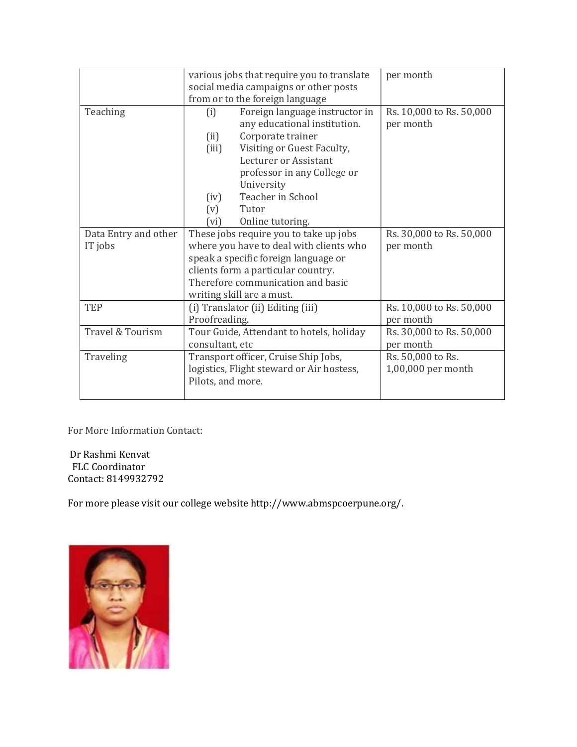| | | |
|---|---|---|
| | various jobs that require you to translate social media campaigns or other posts from or to the foreign language | per month |
| Teaching | (i) Foreign language instructor in any educational institution.<br>(ii) Corporate trainer<br>(iii) Visiting or Guest Faculty, Lecturer or Assistant professor in any College or University<br>(iv) Teacher in School<br>(v) Tutor<br>(vi) Online tutoring. | Rs. 10,000 to Rs. 50,000 per month |
| Data Entry and other IT jobs | These jobs require you to take up jobs where you have to deal with clients who speak a specific foreign language or clients form a particular country. Therefore communication and basic writing skill are a must. | Rs. 30,000 to Rs. 50,000 per month |
| TEP | (i) Translator (ii) Editing (iii) Proofreading. | Rs. 10,000 to Rs. 50,000 per month |
| Travel & Tourism | Tour Guide, Attendant to hotels, holiday consultant, etc | Rs. 30,000 to Rs. 50,000 per month |
| Traveling | Transport officer, Cruise Ship Jobs, logistics, Flight steward or Air hostess, Pilots, and more. | Rs. 50,000 to Rs. 1,00,000 per month |

For More Information Contact:

Dr Rashmi Kenvat
FLC Coordinator
Contact: 8149932792

For more please visit our college website http://www.abmspcoerpune.org/.